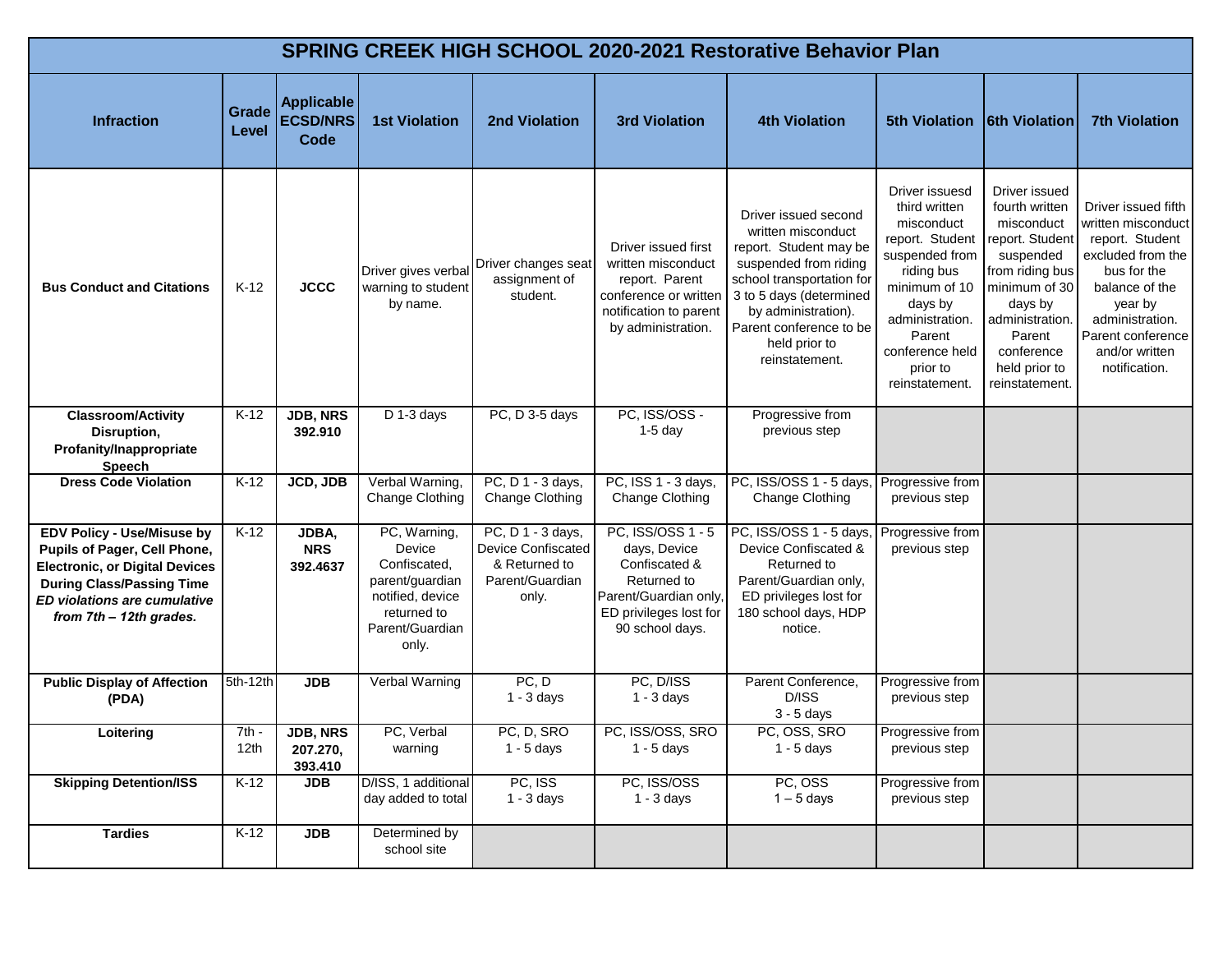# SPRING CREEK HIGH SCHOOL 2020-2021 Restorative Behavior Plan

| Infraction | Grade Level | Applicable ECSD/NRS Code | 1st Violation | 2nd Violation | 3rd Violation | 4th Violation | 5th Violation | 6th Violation | 7th Violation |
|---|---|---|---|---|---|---|---|---|---|
| **Bus Conduct and Citations** | K-12 | **JCCC** | Driver gives verbal warning to student by name. | Driver changes seat assignment of student. | Driver issued first written misconduct report. Parent conference or written notification to parent by administration. | Driver issued second written misconduct report. Student may be suspended from riding school transportation for 3 to 5 days (determined by administration). Parent conference to be held prior to reinstatement. | Driver issuesd third written misconduct report. Student suspended from riding bus minimum of 10 days by administration. Parent conference held prior to reinstatement. | Driver issued fourth written misconduct report. Student suspended from riding bus minimum of 30 days by administration. Parent conference held prior to reinstatement. | Driver issued fifth written misconduct report. Student excluded from the bus for the balance of the year by administration. Parent conference and/or written notification. |
| **Classroom/Activity Disruption, Profanity/Inappropriate Speech** | K-12 | **JDB, NRS 392.910** | D 1-3 days | PC, D 3-5 days | PC, ISS/OSS - 1-5 day | Progressive from previous step | | | |
| **Dress Code Violation** | K-12 | **JCD, JDB** | Verbal Warning, Change Clothing | PC, D 1 - 3 days, Change Clothing | PC, ISS 1 - 3 days, Change Clothing | PC, ISS/OSS 1 - 5 days, Change Clothing | Progressive from previous step | | |
| **EDV Policy - Use/Misuse by Pupils of Pager, Cell Phone, Electronic, or Digital Devices During Class/Passing Time** ***ED violations are cumulative from 7th – 12th grades.*** | K-12 | **JDBA, NRS 392.4637** | PC, Warning, Device Confiscated, parent/guardian notified, device returned to Parent/Guardian only. | PC, D 1 - 3 days, Device Confiscated & Returned to Parent/Guardian only. | PC, ISS/OSS 1 - 5 days, Device Confiscated & Returned to Parent/Guardian only, ED privileges lost for 90 school days. | PC, ISS/OSS 1 - 5 days, Device Confiscated & Returned to Parent/Guardian only, ED privileges lost for 180 school days, HDP notice. | Progressive from previous step | | |
| **Public Display of Affection (PDA)** | 5th-12th | **JDB** | Verbal Warning | PC, D 1 - 3 days | PC, D/ISS 1 - 3 days | Parent Conference, D/ISS 3 - 5 days | Progressive from previous step | | |
| **Loitering** | 7th - 12th | **JDB, NRS 207.270, 393.410** | PC, Verbal warning | PC, D, SRO 1 - 5 days | PC, ISS/OSS, SRO 1 - 5 days | PC, OSS, SRO 1 - 5 days | Progressive from previous step | | |
| **Skipping Detention/ISS** | K-12 | **JDB** | D/ISS, 1 additional day added to total | PC, ISS 1 - 3 days | PC, ISS/OSS 1 - 3 days | PC, OSS 1 – 5 days | Progressive from previous step | | |
| **Tardies** | K-12 | **JDB** | Determined by school site | | | | | | |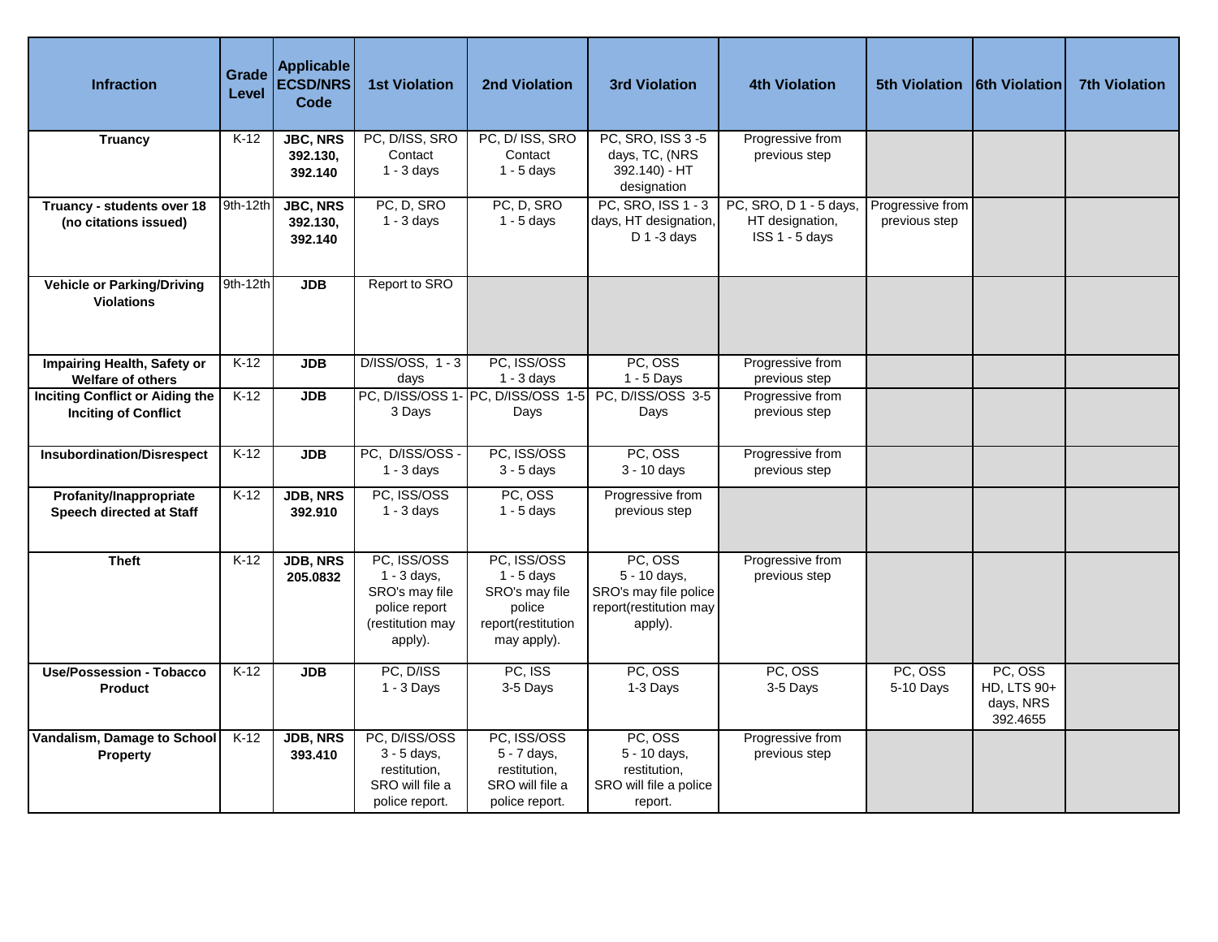| Infraction | Grade Level | Applicable ECSD/NRS Code | 1st Violation | 2nd Violation | 3rd Violation | 4th Violation | 5th Violation | 6th Violation | 7th Violation |
|---|---|---|---|---|---|---|---|---|---|
| **Truancy** | K-12 | **JBC, NRS 392.130, 392.140** | PC, D/ISS, SRO Contact 1 - 3 days | PC, D/ ISS, SRO Contact 1 - 5 days | PC, SRO, ISS 3 -5 days, TC, (NRS 392.140) - HT designation | Progressive from previous step | | | |
| **Truancy - students over 18 (no citations issued)** | 9th-12th | **JBC, NRS 392.130, 392.140** | PC, D, SRO 1 - 3 days | PC, D, SRO 1 - 5 days | PC, SRO, ISS 1 - 3 days, HT designation, D 1 -3 days | PC, SRO, D 1 - 5 days, HT designation, ISS 1 - 5 days | Progressive from previous step | | |
| **Vehicle or Parking/Driving Violations** | 9th-12th | **JDB** | Report to SRO | | | | | | |
| **Impairing Health, Safety or Welfare of others** | K-12 | **JDB** | D/ISS/OSS, 1 - 3 days | PC, ISS/OSS 1 - 3 days | PC, OSS 1 - 5 Days | Progressive from previous step | | | |
| **Inciting Conflict or Aiding the Inciting of Conflict** | K-12 | **JDB** | PC, D/ISS/OSS 1-3 Days | PC, D/ISS/OSS 1-5 Days | PC, D/ISS/OSS 3-5 Days | Progressive from previous step | | | |
| **Insubordination/Disrespect** | K-12 | **JDB** | PC, D/ISS/OSS - 1 - 3 days | PC, ISS/OSS 3 - 5 days | PC, OSS 3 - 10 days | Progressive from previous step | | | |
| **Profanity/Inappropriate Speech directed at Staff** | K-12 | **JDB, NRS 392.910** | PC, ISS/OSS 1 - 3 days | PC, OSS 1 - 5 days | Progressive from previous step | | | | |
| **Theft** | K-12 | **JDB, NRS 205.0832** | PC, ISS/OSS 1 - 3 days, SRO's may file police report (restitution may apply). | PC, ISS/OSS 1 - 5 days SRO's may file police report(restitution may apply). | PC, OSS 5 - 10 days, SRO's may file police report(restitution may apply). | Progressive from previous step | | | |
| **Use/Possession - Tobacco Product** | K-12 | **JDB** | PC, D/ISS 1 - 3 Days | PC, ISS 3-5 Days | PC, OSS 1-3 Days | PC, OSS 3-5 Days | PC, OSS 5-10 Days | PC, OSS HD, LTS 90+ days, NRS 392.4655 | |
| **Vandalism, Damage to School Property** | K-12 | **JDB, NRS 393.410** | PC, D/ISS/OSS 3 - 5 days, restitution, SRO will file a police report. | PC, ISS/OSS 5 - 7 days, restitution, SRO will file a police report. | PC, OSS 5 - 10 days, restitution, SRO will file a police report. | Progressive from previous step | | | |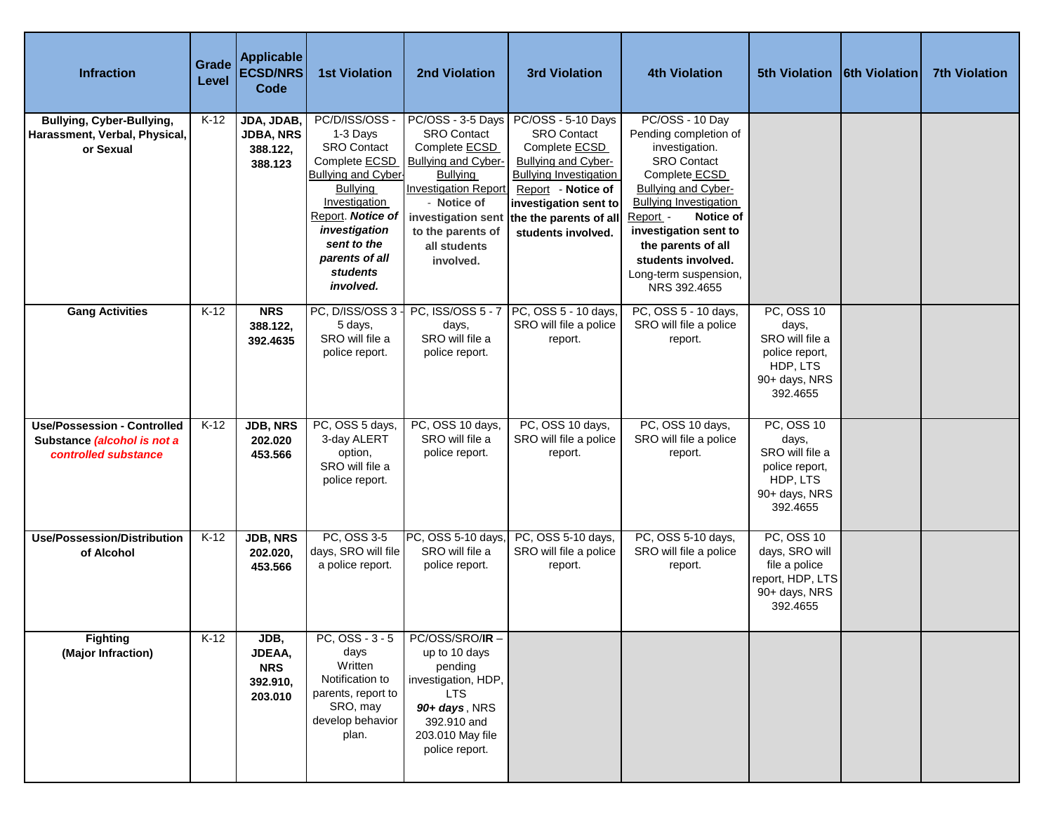| Infraction | Grade Level | Applicable ECSD/NRS Code | 1st Violation | 2nd Violation | 3rd Violation | 4th Violation | 5th Violation | 6th Violation | 7th Violation |
|---|---|---|---|---|---|---|---|---|---|
| **Bullying, Cyber-Bullying, Harassment, Verbal, Physical, or Sexual** | K-12 | **JDA, JDAB, JDBA, NRS 388.122, 388.123** | PC/D/ISS/OSS - 1-3 Days SRO Contact Complete ECSD Bullying and Cyber-Bullying Investigation Report. ***Notice of investigation sent to the parents of all students involved.*** | PC/OSS - 3-5 Days SRO Contact Complete ECSD Bullying and Cyber-Bullying Investigation Report - **Notice of investigation sent to the parents of all students involved.** | PC/OSS - 5-10 Days SRO Contact Complete ECSD Bullying Investigation Report - **Notice of investigation sent to the the parents of all students involved.** | PC/OSS - 10 Day Pending completion of investigation. SRO Contact Complete ECSD Bullying and Cyber-Bullying Investigation Report - **Notice of investigation sent to the parents of all students involved.** Long-term suspension, NRS 392.4655 | | | |
| **Gang Activities** | K-12 | **NRS 388.122, 392.4635** | PC, D/ISS/OSS 3 - 5 days, SRO will file a police report. | PC, ISS/OSS 5 - 7 days, SRO will file a police report. | PC, OSS 5 - 10 days, SRO will file a police report. | PC, OSS 5 - 10 days, SRO will file a police report. | PC, OSS 10 days, SRO will file a police report, HDP, LTS 90+ days, NRS 392.4655 | | |
| **Use/Possession - Controlled Substance** ***(alcohol is not a controlled substance*** | K-12 | **JDB, NRS 202.020 453.566** | PC, OSS 5 days, 3-day ALERT option, SRO will file a police report. | PC, OSS 10 days, SRO will file a police report. | PC, OSS 10 days, SRO will file a police report. | PC, OSS 10 days, SRO will file a police report. | PC, OSS 10 days, SRO will file a police report, HDP, LTS 90+ days, NRS 392.4655 | | |
| **Use/Possession/Distribution of Alcohol** | K-12 | **JDB, NRS 202.020, 453.566** | PC, OSS 3-5 days, SRO will file a police report. | PC, OSS 5-10 days, SRO will file a police report. | PC, OSS 5-10 days, SRO will file a police report. | PC, OSS 5-10 days, SRO will file a police report. | PC, OSS 10 days, SRO will file a police report, HDP, LTS 90+ days, NRS 392.4655 | | |
| **Fighting (Major Infraction)** | K-12 | **JDB, JDEAA, NRS 392.910, 203.010** | PC, OSS - 3 - 5 days Written Notification to parents, report to SRO, may develop behavior plan. | PC/OSS/SRO/**IR** – up to 10 days pending investigation, HDP, LTS ***90+ days***, NRS 392.910 and 203.010 May file police report. | | | | | |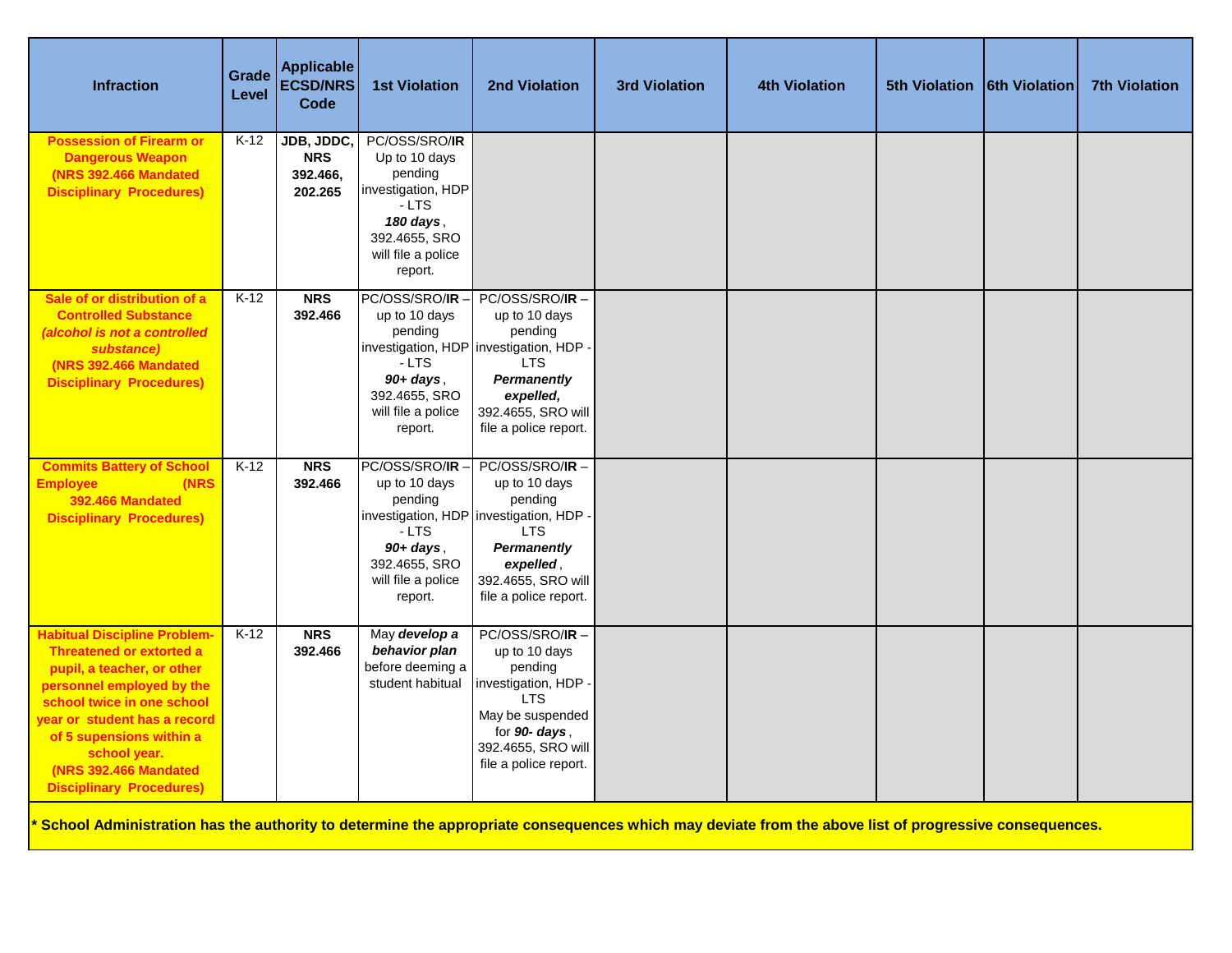| Infraction | Grade Level | Applicable ECSD/NRS Code | 1st Violation | 2nd Violation | 3rd Violation | 4th Violation | 5th Violation | 6th Violation | 7th Violation |
|---|---|---|---|---|---|---|---|---|---|
| **Possession of Firearm or Dangerous Weapon (NRS 392.466 Mandated Disciplinary Procedures)** | K-12 | **JDB, JDDC, NRS 392.466, 202.265** | PC/OSS/SRO/**IR** Up to 10 days pending investigation, HDP - LTS ***180 days***, 392.4655, SRO will file a police report. | | | | | | |
| **Sale of or distribution of a Controlled Substance *(alcohol is not a controlled substance)* (NRS 392.466 Mandated Disciplinary Procedures)** | K-12 | **NRS 392.466** | PC/OSS/SRO/**IR** – up to 10 days pending investigation, HDP - LTS ***90+ days***, 392.4655, SRO will file a police report. | PC/OSS/SRO/**IR** – up to 10 days pending investigation, HDP - LTS ***Permanently expelled,*** 392.4655, SRO will file a police report. | | | | | |
| **Commits Battery of School Employee (NRS 392.466 Mandated Disciplinary Procedures)** | K-12 | **NRS 392.466** | PC/OSS/SRO/**IR** – up to 10 days pending investigation, HDP - LTS ***90+ days***, 392.4655, SRO will file a police report. | PC/OSS/SRO/**IR** – up to 10 days pending investigation, HDP - LTS ***Permanently expelled***, 392.4655, SRO will file a police report. | | | | | |
| **Habitual Discipline Problem- Threatened or extorted a pupil, a teacher, or other personnel employed by the school twice in one school year or student has a record of 5 supensions within a school year. (NRS 392.466 Mandated Disciplinary Procedures)** | K-12 | **NRS 392.466** | May ***develop a behavior plan*** before deeming a student habitual | PC/OSS/SRO/**IR** – up to 10 days pending investigation, HDP - LTS May be suspended for ***90- days***, 392.4655, SRO will file a police report. | | | | | |

*** School Administration has the authority to determine the appropriate consequences which may deviate from the above list of progressive consequences.**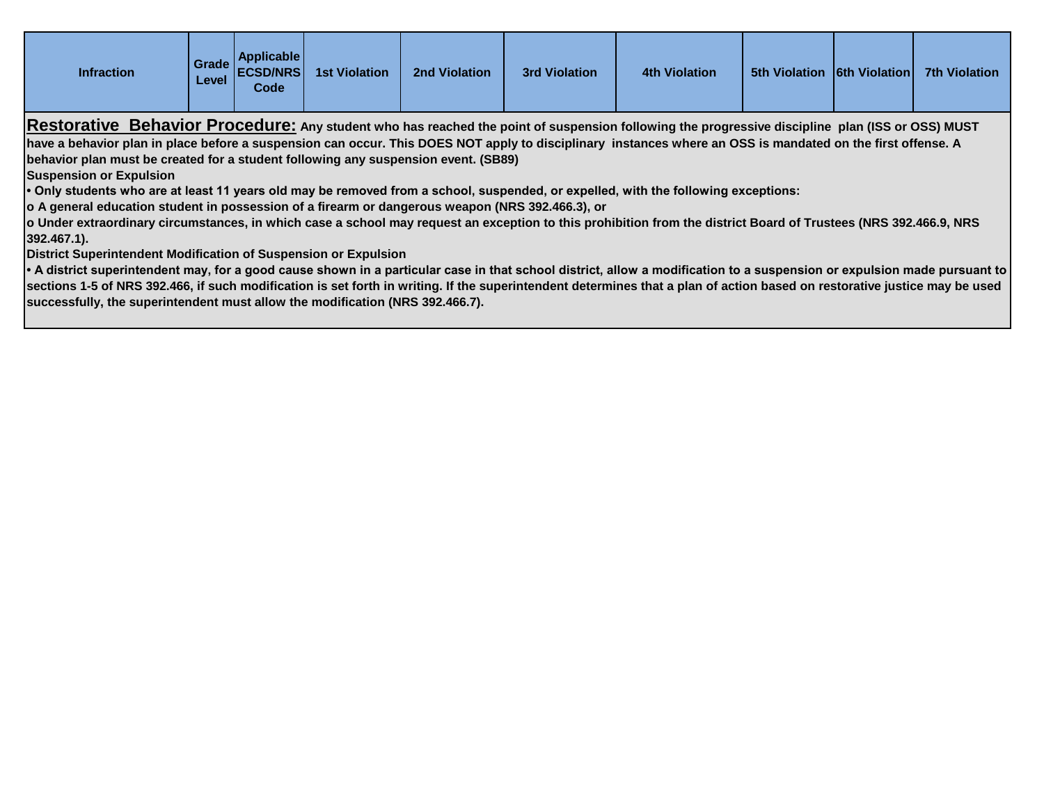| Infraction | Grade Level | Applicable ECSD/NRS Code | 1st Violation | 2nd Violation | 3rd Violation | 4th Violation | 5th Violation | 6th Violation | 7th Violation |
| --- | --- | --- | --- | --- | --- | --- | --- | --- | --- |

**Restorative Behavior Procedure:** **Any student who has reached the point of suspension following the progressive discipline plan (ISS or OSS) MUST have a behavior plan in place before a suspension can occur. This DOES NOT apply to disciplinary instances where an OSS is mandated on the first offense. A behavior plan must be created for a student following any suspension event. (SB89)**

**Suspension or Expulsion**

- **Only students who are at least 11 years old may be removed from a school, suspended, or expelled, with the following exceptions:**
  - **A general education student in possession of a firearm or dangerous weapon (NRS 392.466.3), or**
  - **Under extraordinary circumstances, in which case a school may request an exception to this prohibition from the district Board of Trustees (NRS 392.466.9, NRS 392.467.1).**

**District Superintendent Modification of Suspension or Expulsion**

- **A district superintendent may, for a good cause shown in a particular case in that school district, allow a modification to a suspension or expulsion made pursuant to sections 1-5 of NRS 392.466, if such modification is set forth in writing. If the superintendent determines that a plan of action based on restorative justice may be used successfully, the superintendent must allow the modification (NRS 392.466.7).**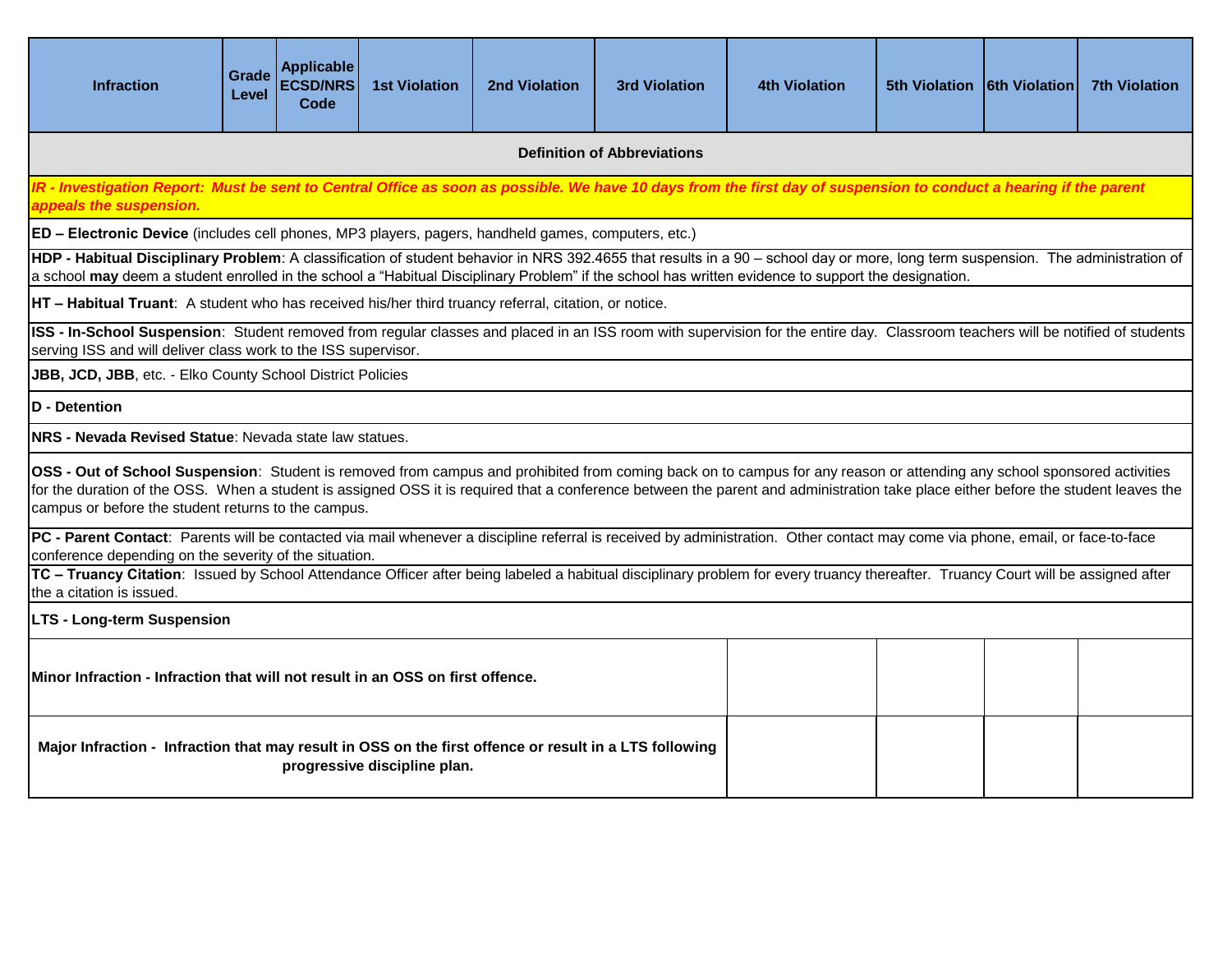| Infraction | Grade Level | Applicable ECSD/NRS Code | 1st Violation | 2nd Violation | 3rd Violation | 4th Violation | 5th Violation | 6th Violation | 7th Violation |
|---|---|---|---|---|---|---|---|---|---|

**Definition of Abbreviations**

***IR - Investigation Report: Must be sent to Central Office as soon as possible. We have 10 days from the first day of suspension to conduct a hearing if the parent appeals the suspension.***

**ED – Electronic Device** (includes cell phones, MP3 players, pagers, handheld games, computers, etc.)

**HDP - Habitual Disciplinary Problem**: A classification of student behavior in NRS 392.4655 that results in a 90 – school day or more, long term suspension. The administration of a school **may** deem a student enrolled in the school a "Habitual Disciplinary Problem" if the school has written evidence to support the designation.

**HT – Habitual Truant**: A student who has received his/her third truancy referral, citation, or notice.

**ISS - In-School Suspension**: Student removed from regular classes and placed in an ISS room with supervision for the entire day. Classroom teachers will be notified of students serving ISS and will deliver class work to the ISS supervisor.

**JBB, JCD, JBB**, etc. - Elko County School District Policies

**D - Detention**

**NRS - Nevada Revised Statue**: Nevada state law statues.

**OSS - Out of School Suspension**: Student is removed from campus and prohibited from coming back on to campus for any reason or attending any school sponsored activities for the duration of the OSS. When a student is assigned OSS it is required that a conference between the parent and administration take place either before the student leaves the campus or before the student returns to the campus.

**PC - Parent Contact**: Parents will be contacted via mail whenever a discipline referral is received by administration. Other contact may come via phone, email, or face-to-face conference depending on the severity of the situation.

**TC – Truancy Citation**: Issued by School Attendance Officer after being labeled a habitual disciplinary problem for every truancy thereafter. Truancy Court will be assigned after the a citation is issued.

**LTS - Long-term Suspension**

**Minor Infraction - Infraction that will not result in an OSS on first offence.**

**Major Infraction - Infraction that may result in OSS on the first offence or result in a LTS following progressive discipline plan.**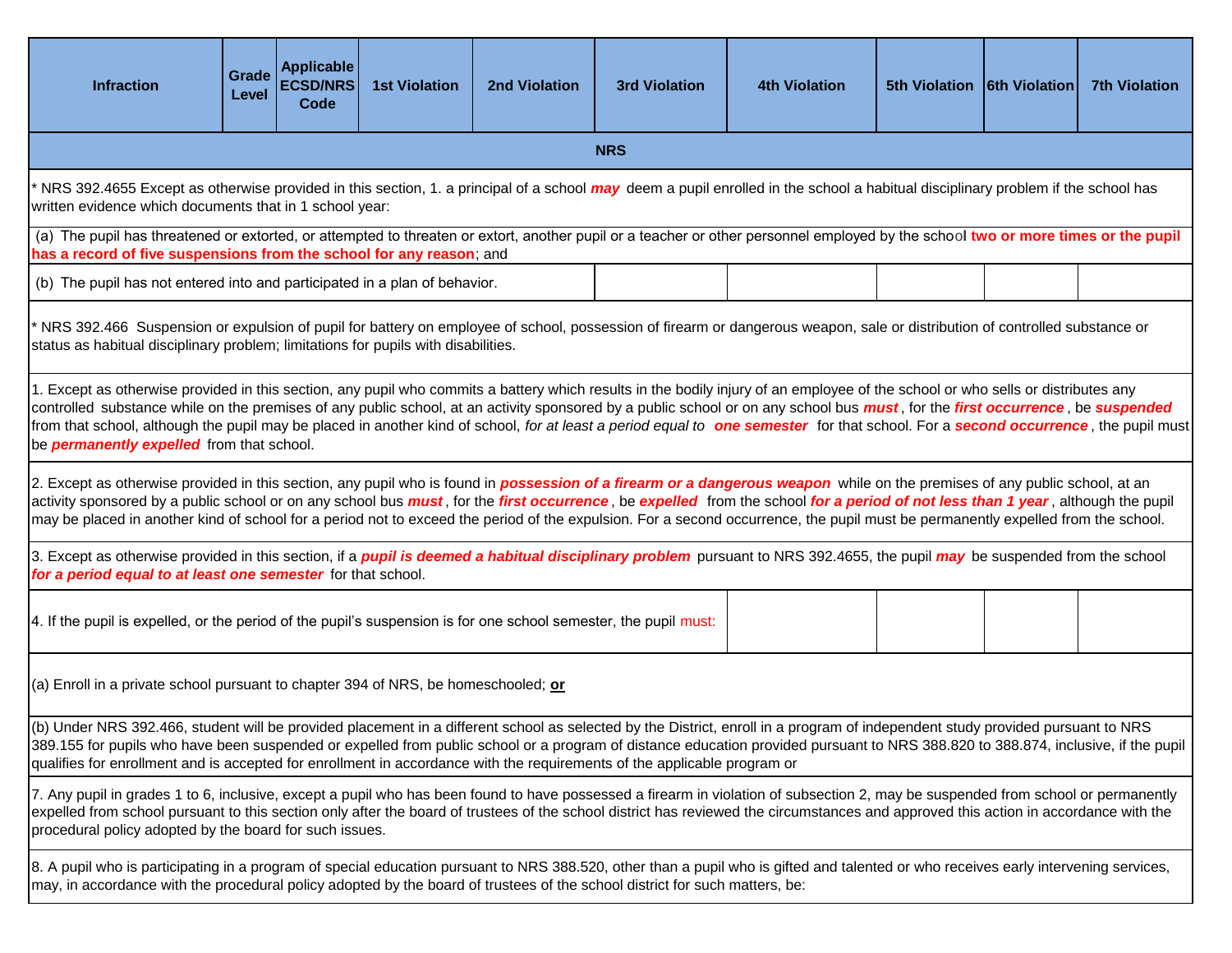| Infraction | Grade Level | Applicable ECSD/NRS Code | 1st Violation | 2nd Violation | 3rd Violation | 4th Violation | 5th Violation | 6th Violation | 7th Violation |
|---|---|---|---|---|---|---|---|---|---|
| **NRS** | | | | | | | | | |
| * NRS 392.4655 Except as otherwise provided in this section, 1. a principal of a school ***may*** deem a pupil enrolled in the school a habitual disciplinary problem if the school has written evidence which documents that in 1 school year: | | | | | | | | | |
| (a) The pupil has threatened or extorted, or attempted to threaten or extort, another pupil or a teacher or other personnel employed by the school **two or more times or the pupil has a record of five suspensions from the school for any reason**; and | | | | | | | | | |
| (b) The pupil has not entered into and participated in a plan of behavior. | | | | | | | | | |
| * NRS 392.466 Suspension or expulsion of pupil for battery on employee of school, possession of firearm or dangerous weapon, sale or distribution of controlled substance or status as habitual disciplinary problem; limitations for pupils with disabilities. | | | | | | | | | |
| 1. Except as otherwise provided in this section, any pupil who commits a battery which results in the bodily injury of an employee of the school or who sells or distributes any controlled substance while on the premises of any public school, at an activity sponsored by a public school or on any school bus ***must***, for the ***first occurrence***, be ***suspended*** from that school, although the pupil may be placed in another kind of school, *for at least a period equal to* ***one semester*** for that school. For a ***second occurrence***, the pupil must be ***permanently expelled*** from that school. | | | | | | | | | |
| 2. Except as otherwise provided in this section, any pupil who is found in ***possession of a firearm or a dangerous weapon*** while on the premises of any public school, at an activity sponsored by a public school or on any school bus ***must***, for the ***first occurrence***, be ***expelled*** from the school ***for a period of not less than 1 year***, although the pupil may be placed in another kind of school for a period not to exceed the period of the expulsion. For a second occurrence, the pupil must be permanently expelled from the school. | | | | | | | | | |
| 3. Except as otherwise provided in this section, if a ***pupil is deemed a habitual disciplinary problem*** pursuant to NRS 392.4655, the pupil ***may*** be suspended from the school ***for a period equal to at least one semester*** for that school. | | | | | | | | | |
| 4. If the pupil is expelled, or the period of the pupil's suspension is for one school semester, the pupil must: | | | | | | | | | |
| (a) Enroll in a private school pursuant to chapter 394 of NRS, be homeschooled; **or** | | | | | | | | | |
| (b) Under NRS 392.466, student will be provided placement in a different school as selected by the District, enroll in a program of independent study provided pursuant to NRS 389.155 for pupils who have been suspended or expelled from public school or a program of distance education provided pursuant to NRS 388.820 to 388.874, inclusive, if the pupil qualifies for enrollment and is accepted for enrollment in accordance with the requirements of the applicable program or | | | | | | | | | |
| 7. Any pupil in grades 1 to 6, inclusive, except a pupil who has been found to have possessed a firearm in violation of subsection 2, may be suspended from school or permanently expelled from school pursuant to this section only after the board of trustees of the school district has reviewed the circumstances and approved this action in accordance with the procedural policy adopted by the board for such issues. | | | | | | | | | |
| 8. A pupil who is participating in a program of special education pursuant to NRS 388.520, other than a pupil who is gifted and talented or who receives early intervening services, may, in accordance with the procedural policy adopted by the board of trustees of the school district for such matters, be: | | | | | | | | | |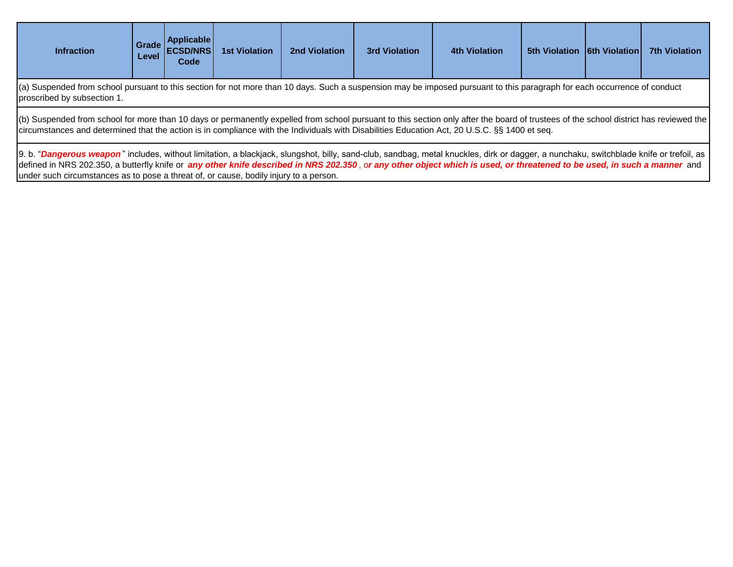| Infraction | Grade Level | Applicable ECSD/NRS Code | 1st Violation | 2nd Violation | 3rd Violation | 4th Violation | 5th Violation | 6th Violation | 7th Violation |
|---|---|---|---|---|---|---|---|---|---|
| (a) Suspended from school pursuant to this section for not more than 10 days. Such a suspension may be imposed pursuant to this paragraph for each occurrence of conduct proscribed by subsection 1. | | | | | | | | | |
| (b) Suspended from school for more than 10 days or permanently expelled from school pursuant to this section only after the board of trustees of the school district has reviewed the circumstances and determined that the action is in compliance with the Individuals with Disabilities Education Act, 20 U.S.C. §§ 1400 et seq. | | | | | | | | | |
| 9. b. "***Dangerous weapon***" includes, without limitation, a blackjack, slungshot, billy, sand-club, sandbag, metal knuckles, dirk or dagger, a nunchaku, switchblade knife or trefoil, as defined in NRS 202.350, a butterfly knife or ***any other knife described in NRS 202.350***, o***r any other object which is used, or threatened to be used, in such a manner*** and under such circumstances as to pose a threat of, or cause, bodily injury to a person. | | | | | | | | | |